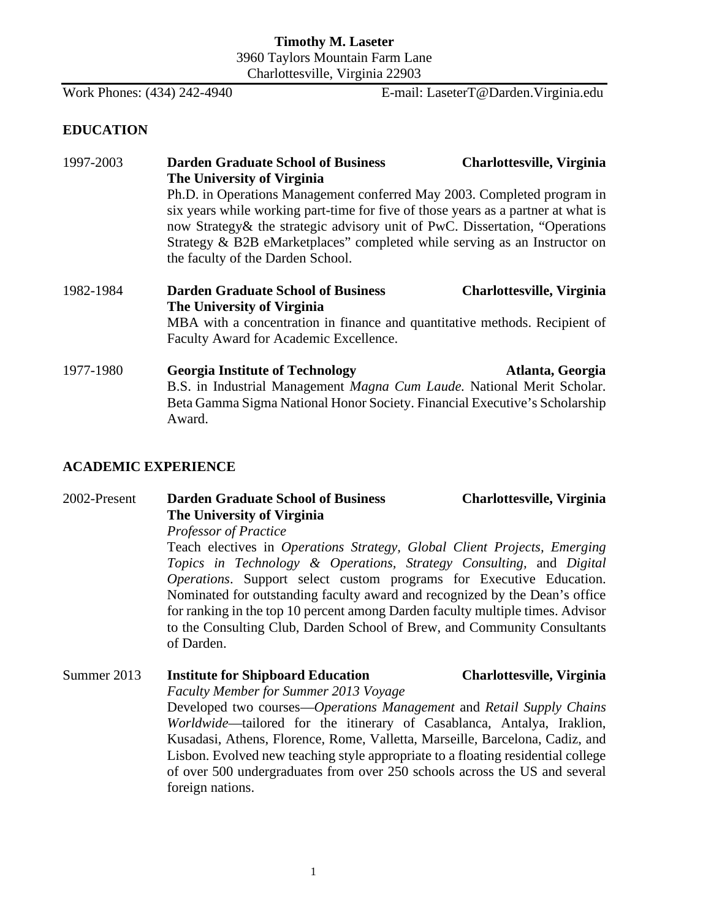**Timothy M. Laseter**
3960 Taylors Mountain Farm Lane
Charlottesville, Virginia 22903

Work Phones: (434) 242-4940 E-mail: LaseterT@Darden.Virginia.edu

## EDUCATION

1997-2003 **Darden Graduate School of Business** **Charlottesville, Virginia**
**The University of Virginia**
Ph.D. in Operations Management conferred May 2003. Completed program in six years while working part-time for five of those years as a partner at what is now Strategy& the strategic advisory unit of PwC. Dissertation, "Operations Strategy & B2B eMarketplaces" completed while serving as an Instructor on the faculty of the Darden School.

1982-1984 **Darden Graduate School of Business** **Charlottesville, Virginia**
**The University of Virginia**
MBA with a concentration in finance and quantitative methods. Recipient of Faculty Award for Academic Excellence.

1977-1980 **Georgia Institute of Technology** **Atlanta, Georgia**
B.S. in Industrial Management *Magna Cum Laude.* National Merit Scholar. Beta Gamma Sigma National Honor Society. Financial Executive's Scholarship Award.

## ACADEMIC EXPERIENCE

2002-Present **Darden Graduate School of Business** **Charlottesville, Virginia**
**The University of Virginia**
*Professor of Practice*
Teach electives in *Operations Strategy, Global Client Projects, Emerging Topics in Technology & Operations, Strategy Consulting,* and *Digital Operations*. Support select custom programs for Executive Education. Nominated for outstanding faculty award and recognized by the Dean's office for ranking in the top 10 percent among Darden faculty multiple times. Advisor to the Consulting Club, Darden School of Brew, and Community Consultants of Darden.

Summer 2013 **Institute for Shipboard Education** **Charlottesville, Virginia**
*Faculty Member for Summer 2013 Voyage*
Developed two courses—*Operations Management* and *Retail Supply Chains Worldwide*—tailored for the itinerary of Casablanca, Antalya, Iraklion, Kusadasi, Athens, Florence, Rome, Valletta, Marseille, Barcelona, Cadiz, and Lisbon. Evolved new teaching style appropriate to a floating residential college of over 500 undergraduates from over 250 schools across the US and several foreign nations.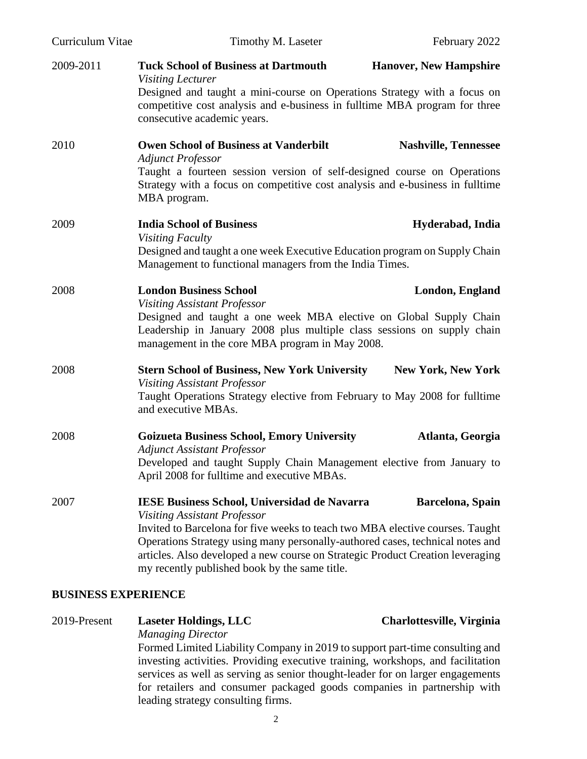**2009-2011** **Tuck School of Business at Dartmouth** — **Hanover, New Hampshire**
*Visiting Lecturer*
Designed and taught a mini-course on Operations Strategy with a focus on competitive cost analysis and e-business in fulltime MBA program for three consecutive academic years.

**2010** **Owen School of Business at Vanderbilt** — **Nashville, Tennessee**
*Adjunct Professor*
Taught a fourteen session version of self-designed course on Operations Strategy with a focus on competitive cost analysis and e-business in fulltime MBA program.

**2009** **India School of Business** — **Hyderabad, India**
*Visiting Faculty*
Designed and taught a one week Executive Education program on Supply Chain Management to functional managers from the India Times.

**2008** **London Business School** — **London, England**
*Visiting Assistant Professor*
Designed and taught a one week MBA elective on Global Supply Chain Leadership in January 2008 plus multiple class sessions on supply chain management in the core MBA program in May 2008.

**2008** **Stern School of Business, New York University** — **New York, New York**
*Visiting Assistant Professor*
Taught Operations Strategy elective from February to May 2008 for fulltime and executive MBAs.

**2008** **Goizueta Business School, Emory University** — **Atlanta, Georgia**
*Adjunct Assistant Professor*
Developed and taught Supply Chain Management elective from January to April 2008 for fulltime and executive MBAs.

**2007** **IESE Business School, Universidad de Navarra** — **Barcelona, Spain**
*Visiting Assistant Professor*
Invited to Barcelona for five weeks to teach two MBA elective courses. Taught Operations Strategy using many personally-authored cases, technical notes and articles. Also developed a new course on Strategic Product Creation leveraging my recently published book by the same title.

## BUSINESS EXPERIENCE

**2019-Present** **Laseter Holdings, LLC** — **Charlottesville, Virginia**
*Managing Director*
Formed Limited Liability Company in 2019 to support part-time consulting and investing activities. Providing executive training, workshops, and facilitation services as well as serving as senior thought-leader for on larger engagements for retailers and consumer packaged goods companies in partnership with leading strategy consulting firms.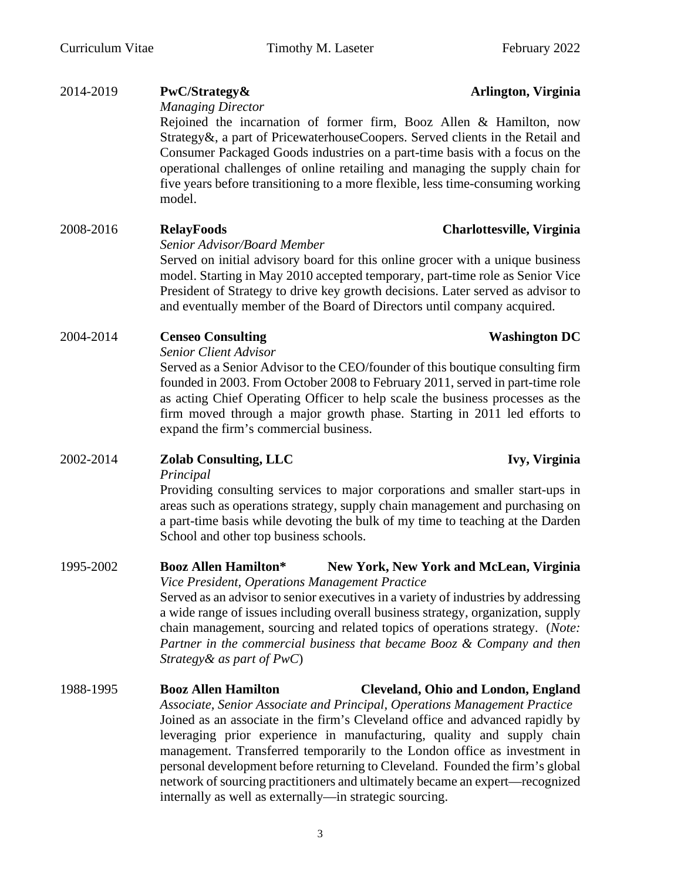2014-2019 **PwC/Strategy&** **Arlington, Virginia**
*Managing Director*
Rejoined the incarnation of former firm, Booz Allen & Hamilton, now Strategy&, a part of PricewaterhouseCoopers. Served clients in the Retail and Consumer Packaged Goods industries on a part-time basis with a focus on the operational challenges of online retailing and managing the supply chain for five years before transitioning to a more flexible, less time-consuming working model.

2008-2016 **RelayFoods** **Charlottesville, Virginia**
*Senior Advisor/Board Member*
Served on initial advisory board for this online grocer with a unique business model. Starting in May 2010 accepted temporary, part-time role as Senior Vice President of Strategy to drive key growth decisions. Later served as advisor to and eventually member of the Board of Directors until company acquired.

2004-2014 **Censeo Consulting** **Washington DC**
*Senior Client Advisor*
Served as a Senior Advisor to the CEO/founder of this boutique consulting firm founded in 2003. From October 2008 to February 2011, served in part-time role as acting Chief Operating Officer to help scale the business processes as the firm moved through a major growth phase. Starting in 2011 led efforts to expand the firm's commercial business.

2002-2014 **Zolab Consulting, LLC** **Ivy, Virginia**
*Principal*
Providing consulting services to major corporations and smaller start-ups in areas such as operations strategy, supply chain management and purchasing on a part-time basis while devoting the bulk of my time to teaching at the Darden School and other top business schools.

1995-2002 **Booz Allen Hamilton*** **New York, New York and McLean, Virginia**
*Vice President, Operations Management Practice*
Served as an advisor to senior executives in a variety of industries by addressing a wide range of issues including overall business strategy, organization, supply chain management, sourcing and related topics of operations strategy. (*Note: Partner in the commercial business that became Booz & Company and then Strategy& as part of PwC*)

1988-1995 **Booz Allen Hamilton** **Cleveland, Ohio and London, England**
*Associate, Senior Associate and Principal, Operations Management Practice*
Joined as an associate in the firm's Cleveland office and advanced rapidly by leveraging prior experience in manufacturing, quality and supply chain management. Transferred temporarily to the London office as investment in personal development before returning to Cleveland. Founded the firm's global network of sourcing practitioners and ultimately became an expert—recognized internally as well as externally—in strategic sourcing.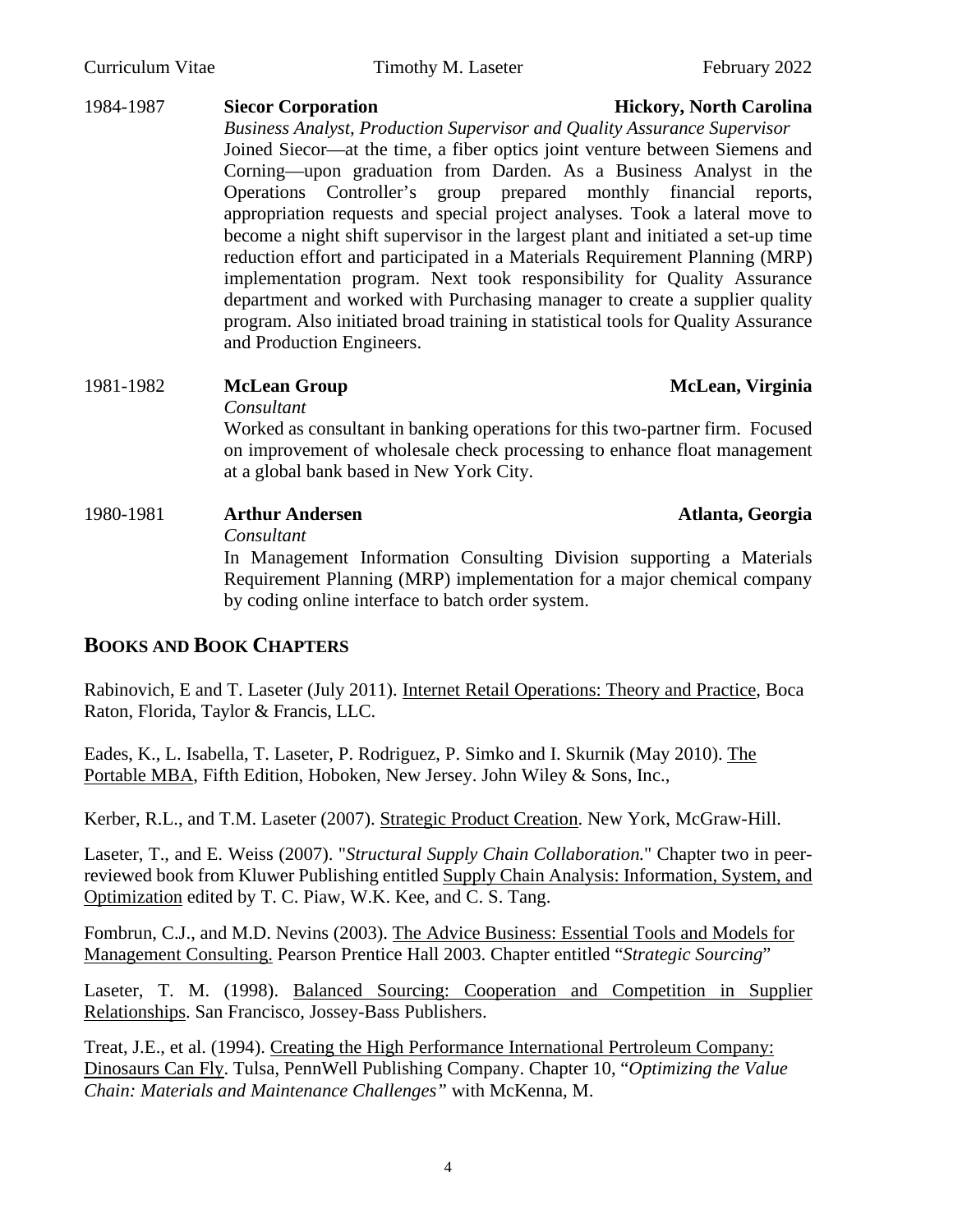1984-1987 **Siecor Corporation** **Hickory, North Carolina**

*Business Analyst, Production Supervisor and Quality Assurance Supervisor*

Joined Siecor—at the time, a fiber optics joint venture between Siemens and Corning—upon graduation from Darden. As a Business Analyst in the Operations Controller's group prepared monthly financial reports, appropriation requests and special project analyses. Took a lateral move to become a night shift supervisor in the largest plant and initiated a set-up time reduction effort and participated in a Materials Requirement Planning (MRP) implementation program. Next took responsibility for Quality Assurance department and worked with Purchasing manager to create a supplier quality program. Also initiated broad training in statistical tools for Quality Assurance and Production Engineers.

1981-1982 **McLean Group** **McLean, Virginia**

*Consultant*

Worked as consultant in banking operations for this two-partner firm. Focused on improvement of wholesale check processing to enhance float management at a global bank based in New York City.

1980-1981 **Arthur Andersen** **Atlanta, Georgia**

*Consultant*

In Management Information Consulting Division supporting a Materials Requirement Planning (MRP) implementation for a major chemical company by coding online interface to batch order system.

## BOOKS AND BOOK CHAPTERS

Rabinovich, E and T. Laseter (July 2011). Internet Retail Operations: Theory and Practice, Boca Raton, Florida, Taylor & Francis, LLC.

Eades, K., L. Isabella, T. Laseter, P. Rodriguez, P. Simko and I. Skurnik (May 2010). The Portable MBA, Fifth Edition, Hoboken, New Jersey. John Wiley & Sons, Inc.,

Kerber, R.L., and T.M. Laseter (2007). Strategic Product Creation. New York, McGraw-Hill.

Laseter, T., and E. Weiss (2007). "*Structural Supply Chain Collaboration.*" Chapter two in peer-reviewed book from Kluwer Publishing entitled Supply Chain Analysis: Information, System, and Optimization edited by T. C. Piaw, W.K. Kee, and C. S. Tang.

Fombrun, C.J., and M.D. Nevins (2003). The Advice Business: Essential Tools and Models for Management Consulting. Pearson Prentice Hall 2003. Chapter entitled "*Strategic Sourcing*"

Laseter, T. M. (1998). Balanced Sourcing: Cooperation and Competition in Supplier Relationships. San Francisco, Jossey-Bass Publishers.

Treat, J.E., et al. (1994). Creating the High Performance International Pertroleum Company: Dinosaurs Can Fly. Tulsa, PennWell Publishing Company. Chapter 10, "*Optimizing the Value Chain: Materials and Maintenance Challenges"* with McKenna, M.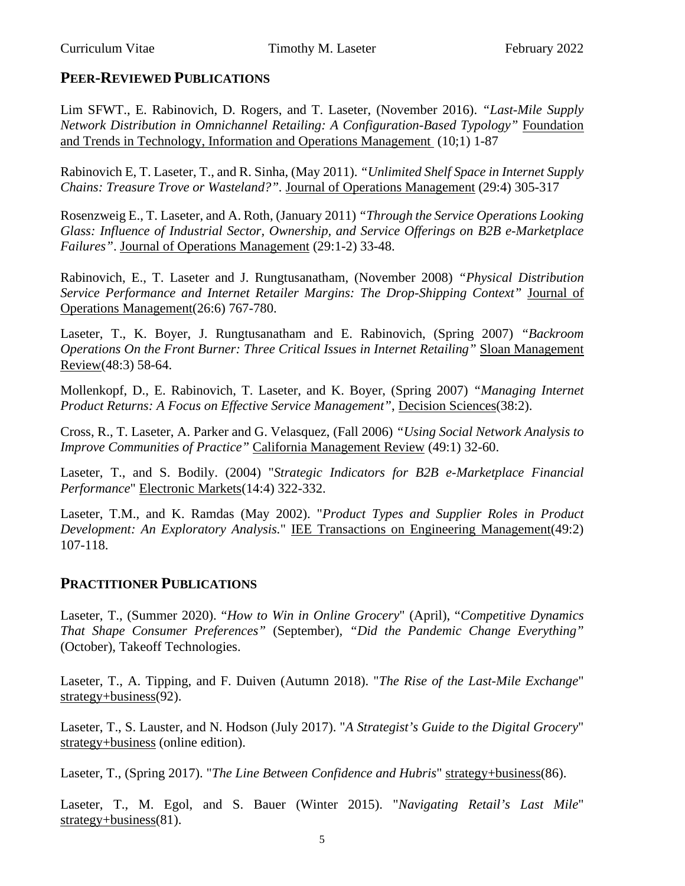## PEER-REVIEWED PUBLICATIONS

Lim SFWT., E. Rabinovich, D. Rogers, and T. Laseter, (November 2016). *"Last-Mile Supply Network Distribution in Omnichannel Retailing: A Configuration-Based Typology"* Foundation and Trends in Technology, Information and Operations Management (10;1) 1-87

Rabinovich E, T. Laseter, T., and R. Sinha, (May 2011). *"Unlimited Shelf Space in Internet Supply Chains: Treasure Trove or Wasteland?"*. Journal of Operations Management (29:4) 305-317

Rosenzweig E., T. Laseter, and A. Roth, (January 2011) *"Through the Service Operations Looking Glass: Influence of Industrial Sector, Ownership, and Service Offerings on B2B e-Marketplace Failures"*. Journal of Operations Management (29:1-2) 33-48.

Rabinovich, E., T. Laseter and J. Rungtusanatham, (November 2008) *"Physical Distribution Service Performance and Internet Retailer Margins: The Drop-Shipping Context"* Journal of Operations Management(26:6) 767-780.

Laseter, T., K. Boyer, J. Rungtusanatham and E. Rabinovich, (Spring 2007) *"Backroom Operations On the Front Burner: Three Critical Issues in Internet Retailing"* Sloan Management Review(48:3) 58-64.

Mollenkopf, D., E. Rabinovich, T. Laseter, and K. Boyer, (Spring 2007) *"Managing Internet Product Returns: A Focus on Effective Service Management"*, Decision Sciences(38:2).

Cross, R., T. Laseter, A. Parker and G. Velasquez, (Fall 2006) *"Using Social Network Analysis to Improve Communities of Practice"* California Management Review (49:1) 32-60.

Laseter, T., and S. Bodily. (2004) "*Strategic Indicators for B2B e-Marketplace Financial Performance*" Electronic Markets(14:4) 322-332.

Laseter, T.M., and K. Ramdas (May 2002). "*Product Types and Supplier Roles in Product Development: An Exploratory Analysis.*" IEE Transactions on Engineering Management(49:2) 107-118.

## PRACTITIONER PUBLICATIONS

Laseter, T., (Summer 2020). "*How to Win in Online Grocery*" (April), "*Competitive Dynamics That Shape Consumer Preferences"* (September), *"Did the Pandemic Change Everything"* (October), Takeoff Technologies.

Laseter, T., A. Tipping, and F. Duiven (Autumn 2018). "*The Rise of the Last-Mile Exchange*" strategy+business(92).

Laseter, T., S. Lauster, and N. Hodson (July 2017). "*A Strategist's Guide to the Digital Grocery*" strategy+business (online edition).

Laseter, T., (Spring 2017). "*The Line Between Confidence and Hubris*" strategy+business(86).

Laseter, T., M. Egol, and S. Bauer (Winter 2015). "*Navigating Retail's Last Mile*" strategy+business(81).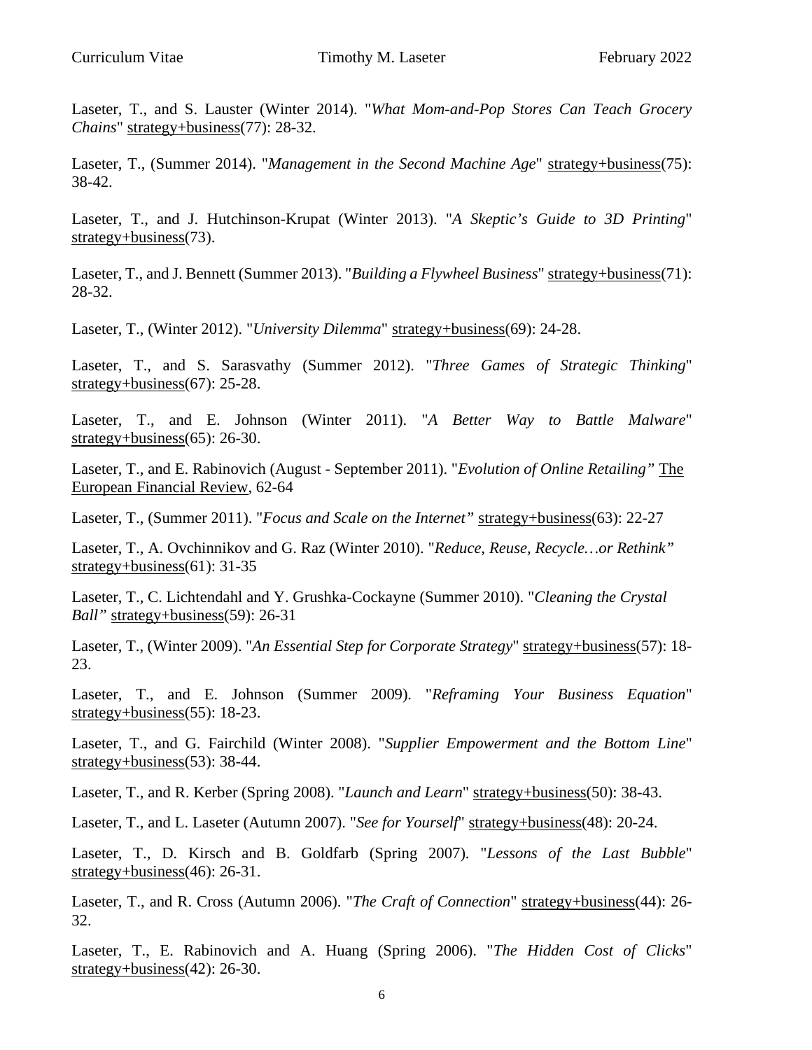Laseter, T., and S. Lauster (Winter 2014). "*What Mom-and-Pop Stores Can Teach Grocery Chains*" strategy+business(77): 28-32.

Laseter, T., (Summer 2014). "*Management in the Second Machine Age*" strategy+business(75): 38-42.

Laseter, T., and J. Hutchinson-Krupat (Winter 2013). "*A Skeptic's Guide to 3D Printing*" strategy+business(73).

Laseter, T., and J. Bennett (Summer 2013). "*Building a Flywheel Business*" strategy+business(71): 28-32.

Laseter, T., (Winter 2012). "*University Dilemma*" strategy+business(69): 24-28.

Laseter, T., and S. Sarasvathy (Summer 2012). "*Three Games of Strategic Thinking*" strategy+business(67): 25-28.

Laseter, T., and E. Johnson (Winter 2011). "*A Better Way to Battle Malware*" strategy+business(65): 26-30.

Laseter, T., and E. Rabinovich (August - September 2011). "*Evolution of Online Retailing"* The European Financial Review, 62-64

Laseter, T., (Summer 2011). "*Focus and Scale on the Internet"* strategy+business(63): 22-27

Laseter, T., A. Ovchinnikov and G. Raz (Winter 2010). "*Reduce, Reuse, Recycle…or Rethink"* strategy+business(61): 31-35

Laseter, T., C. Lichtendahl and Y. Grushka-Cockayne (Summer 2010). "*Cleaning the Crystal Ball"* strategy+business(59): 26-31

Laseter, T., (Winter 2009). "*An Essential Step for Corporate Strategy*" strategy+business(57): 18-23.

Laseter, T., and E. Johnson (Summer 2009). "*Reframing Your Business Equation*" strategy+business(55): 18-23.

Laseter, T., and G. Fairchild (Winter 2008). "*Supplier Empowerment and the Bottom Line*" strategy+business(53): 38-44.

Laseter, T., and R. Kerber (Spring 2008). "*Launch and Learn*" strategy+business(50): 38-43.

Laseter, T., and L. Laseter (Autumn 2007). "*See for Yourself*" strategy+business(48): 20-24.

Laseter, T., D. Kirsch and B. Goldfarb (Spring 2007). "*Lessons of the Last Bubble*" strategy+business(46): 26-31.

Laseter, T., and R. Cross (Autumn 2006). "*The Craft of Connection*" strategy+business(44): 26-32.

Laseter, T., E. Rabinovich and A. Huang (Spring 2006). "*The Hidden Cost of Clicks*" strategy+business(42): 26-30.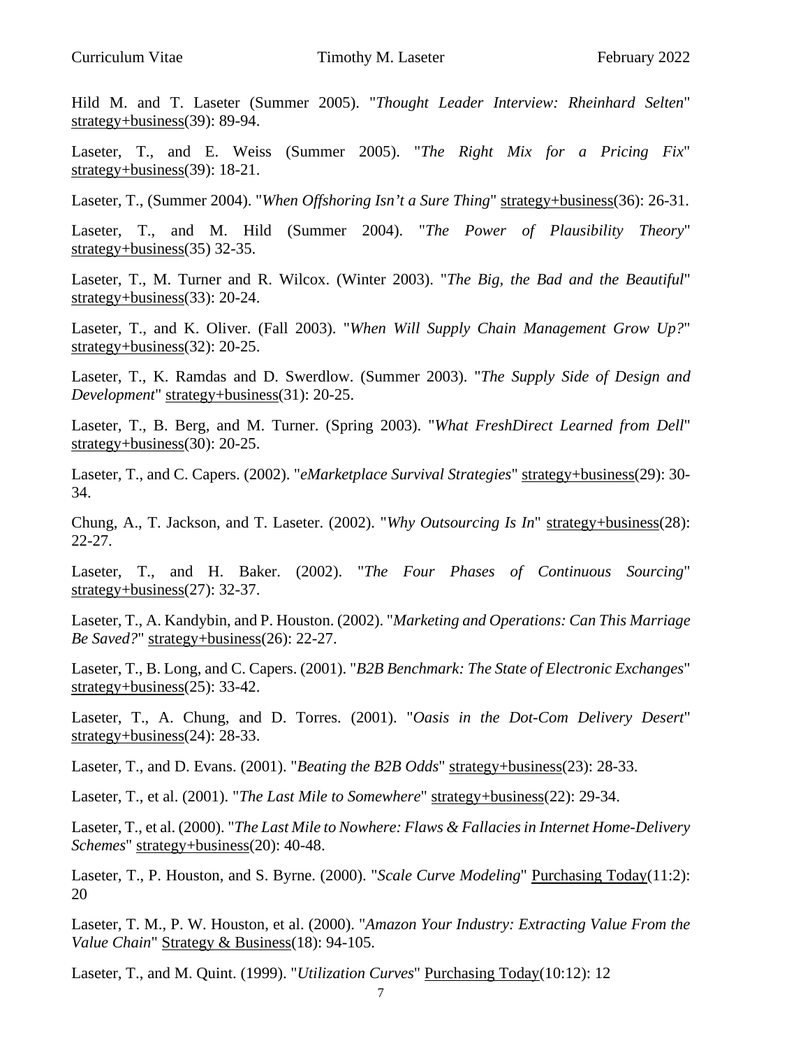Hild M. and T. Laseter (Summer 2005). "*Thought Leader Interview: Rheinhard Selten*" strategy+business(39): 89-94.

Laseter, T., and E. Weiss (Summer 2005). "*The Right Mix for a Pricing Fix*" strategy+business(39): 18-21.

Laseter, T., (Summer 2004). "*When Offshoring Isn't a Sure Thing*" strategy+business(36): 26-31.

Laseter, T., and M. Hild (Summer 2004). "*The Power of Plausibility Theory*" strategy+business(35) 32-35.

Laseter, T., M. Turner and R. Wilcox. (Winter 2003). "*The Big, the Bad and the Beautiful*" strategy+business(33): 20-24.

Laseter, T., and K. Oliver. (Fall 2003). "*When Will Supply Chain Management Grow Up?*" strategy+business(32): 20-25.

Laseter, T., K. Ramdas and D. Swerdlow. (Summer 2003). "*The Supply Side of Design and Development*" strategy+business(31): 20-25.

Laseter, T., B. Berg, and M. Turner. (Spring 2003). "*What FreshDirect Learned from Dell*" strategy+business(30): 20-25.

Laseter, T., and C. Capers. (2002). "*eMarketplace Survival Strategies*" strategy+business(29): 30-34.

Chung, A., T. Jackson, and T. Laseter. (2002). "*Why Outsourcing Is In*" strategy+business(28): 22-27.

Laseter, T., and H. Baker. (2002). "*The Four Phases of Continuous Sourcing*" strategy+business(27): 32-37.

Laseter, T., A. Kandybin, and P. Houston. (2002). "*Marketing and Operations: Can This Marriage Be Saved?*" strategy+business(26): 22-27.

Laseter, T., B. Long, and C. Capers. (2001). "*B2B Benchmark: The State of Electronic Exchanges*" strategy+business(25): 33-42.

Laseter, T., A. Chung, and D. Torres. (2001). "*Oasis in the Dot-Com Delivery Desert*" strategy+business(24): 28-33.

Laseter, T., and D. Evans. (2001). "*Beating the B2B Odds*" strategy+business(23): 28-33.

Laseter, T., et al. (2001). "*The Last Mile to Somewhere*" strategy+business(22): 29-34.

Laseter, T., et al. (2000). "*The Last Mile to Nowhere: Flaws & Fallacies in Internet Home-Delivery Schemes*" strategy+business(20): 40-48.

Laseter, T., P. Houston, and S. Byrne. (2000). "*Scale Curve Modeling*" Purchasing Today(11:2): 20

Laseter, T. M., P. W. Houston, et al. (2000). "*Amazon Your Industry: Extracting Value From the Value Chain*" Strategy & Business(18): 94-105.

Laseter, T., and M. Quint. (1999). "*Utilization Curves*" Purchasing Today(10:12): 12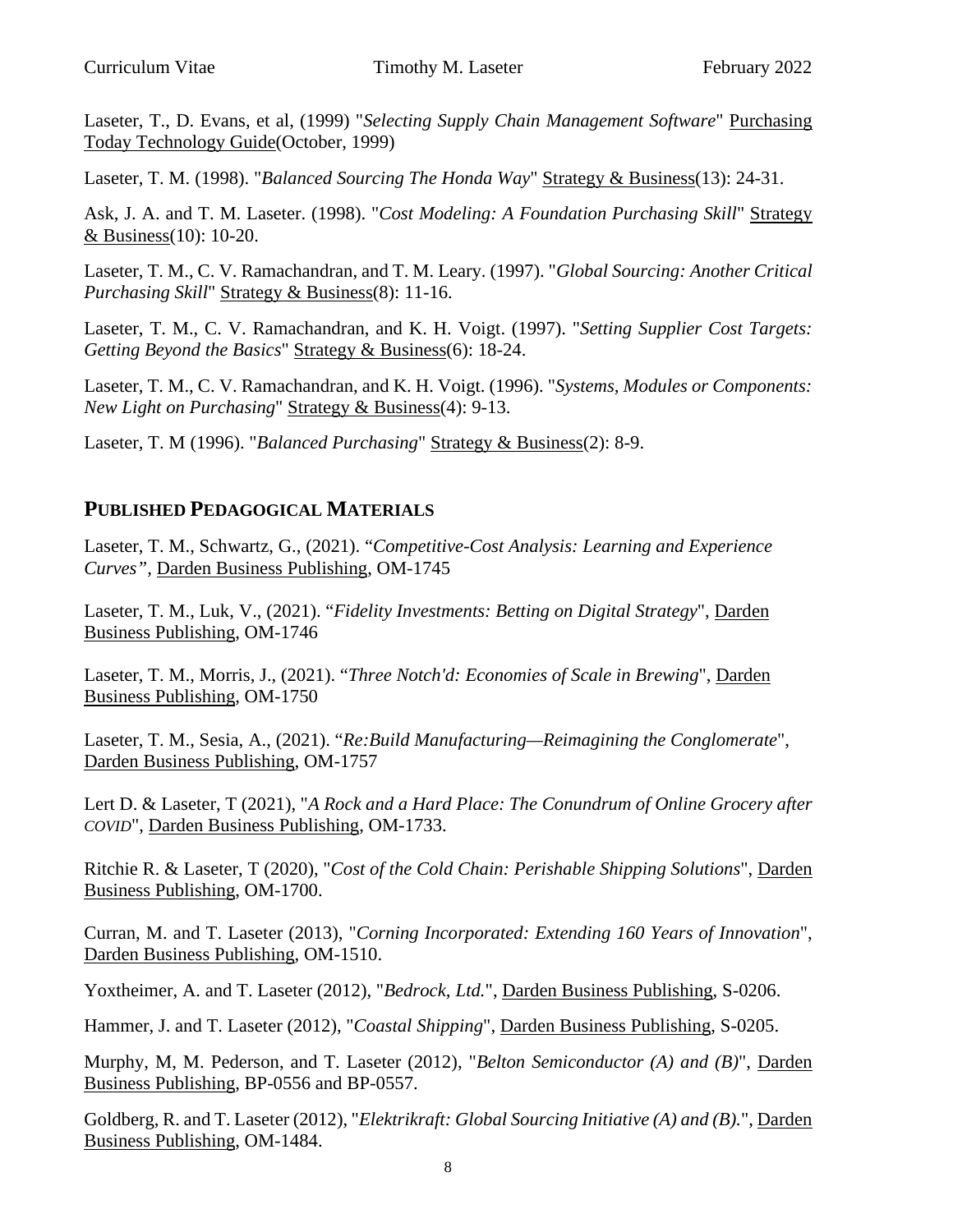Laseter, T., D. Evans, et al, (1999) "*Selecting Supply Chain Management Software*" Purchasing Today Technology Guide(October, 1999)

Laseter, T. M. (1998). "*Balanced Sourcing The Honda Way*" Strategy & Business(13): 24-31.

Ask, J. A. and T. M. Laseter. (1998). "*Cost Modeling: A Foundation Purchasing Skill*" Strategy & Business(10): 10-20.

Laseter, T. M., C. V. Ramachandran, and T. M. Leary. (1997). "*Global Sourcing: Another Critical Purchasing Skill*" Strategy & Business(8): 11-16.

Laseter, T. M., C. V. Ramachandran, and K. H. Voigt. (1997). "*Setting Supplier Cost Targets: Getting Beyond the Basics*" Strategy & Business(6): 18-24.

Laseter, T. M., C. V. Ramachandran, and K. H. Voigt. (1996). "*Systems, Modules or Components: New Light on Purchasing*" Strategy & Business(4): 9-13.

Laseter, T. M (1996). "*Balanced Purchasing*" Strategy & Business(2): 8-9.

## Published Pedagogical Materials

Laseter, T. M., Schwartz, G., (2021). "*Competitive-Cost Analysis: Learning and Experience Curves"*, Darden Business Publishing, OM-1745

Laseter, T. M., Luk, V., (2021). "*Fidelity Investments: Betting on Digital Strategy*", Darden Business Publishing, OM-1746

Laseter, T. M., Morris, J., (2021). "*Three Notch'd: Economies of Scale in Brewing*", Darden Business Publishing, OM-1750

Laseter, T. M., Sesia, A., (2021). "*Re:Build Manufacturing—Reimagining the Conglomerate*", Darden Business Publishing, OM-1757

Lert D. & Laseter, T (2021), "*A Rock and a Hard Place: The Conundrum of Online Grocery after COVID*", Darden Business Publishing, OM-1733.

Ritchie R. & Laseter, T (2020), "*Cost of the Cold Chain: Perishable Shipping Solutions*", Darden Business Publishing, OM-1700.

Curran, M. and T. Laseter (2013), "*Corning Incorporated: Extending 160 Years of Innovation*", Darden Business Publishing, OM-1510.

Yoxtheimer, A. and T. Laseter (2012), "*Bedrock, Ltd.*", Darden Business Publishing, S-0206.

Hammer, J. and T. Laseter (2012), "*Coastal Shipping*", Darden Business Publishing, S-0205.

Murphy, M, M. Pederson, and T. Laseter (2012), "*Belton Semiconductor (A) and (B)*", Darden Business Publishing, BP-0556 and BP-0557.

Goldberg, R. and T. Laseter (2012), "*Elektrikraft: Global Sourcing Initiative (A) and (B).*", Darden Business Publishing, OM-1484.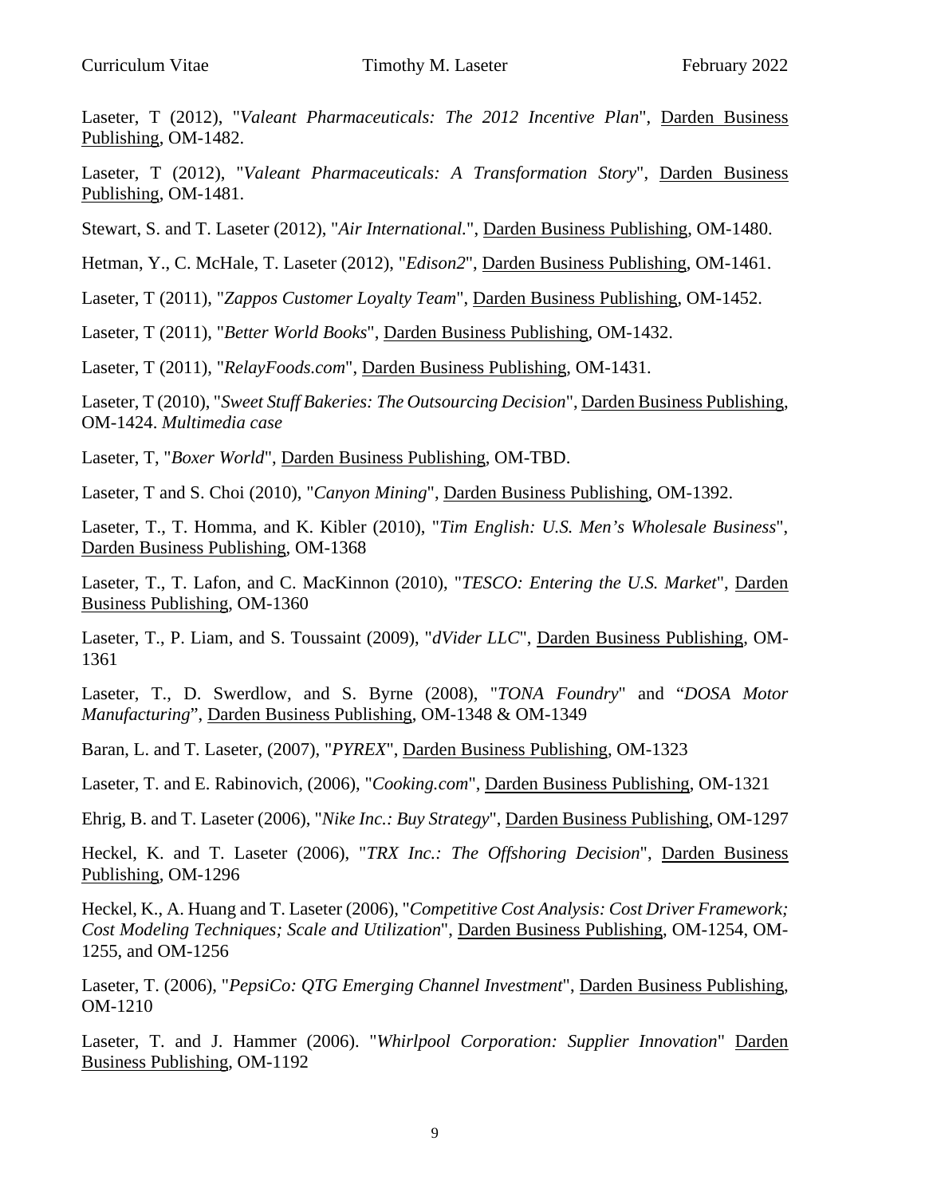Laseter, T (2012), "*Valeant Pharmaceuticals: The 2012 Incentive Plan*", Darden Business Publishing, OM-1482.

Laseter, T (2012), "*Valeant Pharmaceuticals: A Transformation Story*", Darden Business Publishing, OM-1481.

Stewart, S. and T. Laseter (2012), "*Air International.*", Darden Business Publishing, OM-1480.

Hetman, Y., C. McHale, T. Laseter (2012), "*Edison2*", Darden Business Publishing, OM-1461.

Laseter, T (2011), "*Zappos Customer Loyalty Team*", Darden Business Publishing, OM-1452.

Laseter, T (2011), "*Better World Books*", Darden Business Publishing, OM-1432.

Laseter, T (2011), "*RelayFoods.com*", Darden Business Publishing, OM-1431.

Laseter, T (2010), "*Sweet Stuff Bakeries: The Outsourcing Decision*", Darden Business Publishing, OM-1424. *Multimedia case*

Laseter, T, "*Boxer World*", Darden Business Publishing, OM-TBD.

Laseter, T and S. Choi (2010), "*Canyon Mining*", Darden Business Publishing, OM-1392.

Laseter, T., T. Homma, and K. Kibler (2010), "*Tim English: U.S. Men's Wholesale Business*", Darden Business Publishing, OM-1368

Laseter, T., T. Lafon, and C. MacKinnon (2010), "*TESCO: Entering the U.S. Market*", Darden Business Publishing, OM-1360

Laseter, T., P. Liam, and S. Toussaint (2009), "*dVider LLC*", Darden Business Publishing, OM-1361

Laseter, T., D. Swerdlow, and S. Byrne (2008), "*TONA Foundry*" and "*DOSA Motor Manufacturing*", Darden Business Publishing, OM-1348 & OM-1349

Baran, L. and T. Laseter, (2007), "*PYREX*", Darden Business Publishing, OM-1323

Laseter, T. and E. Rabinovich, (2006), "*Cooking.com*", Darden Business Publishing, OM-1321

Ehrig, B. and T. Laseter (2006), "*Nike Inc.: Buy Strategy*", Darden Business Publishing, OM-1297

Heckel, K. and T. Laseter (2006), "*TRX Inc.: The Offshoring Decision*", Darden Business Publishing, OM-1296

Heckel, K., A. Huang and T. Laseter (2006), "*Competitive Cost Analysis: Cost Driver Framework; Cost Modeling Techniques; Scale and Utilization*", Darden Business Publishing, OM-1254, OM-1255, and OM-1256

Laseter, T. (2006), "*PepsiCo: QTG Emerging Channel Investment*", Darden Business Publishing, OM-1210

Laseter, T. and J. Hammer (2006). "*Whirlpool Corporation: Supplier Innovation*" Darden Business Publishing, OM-1192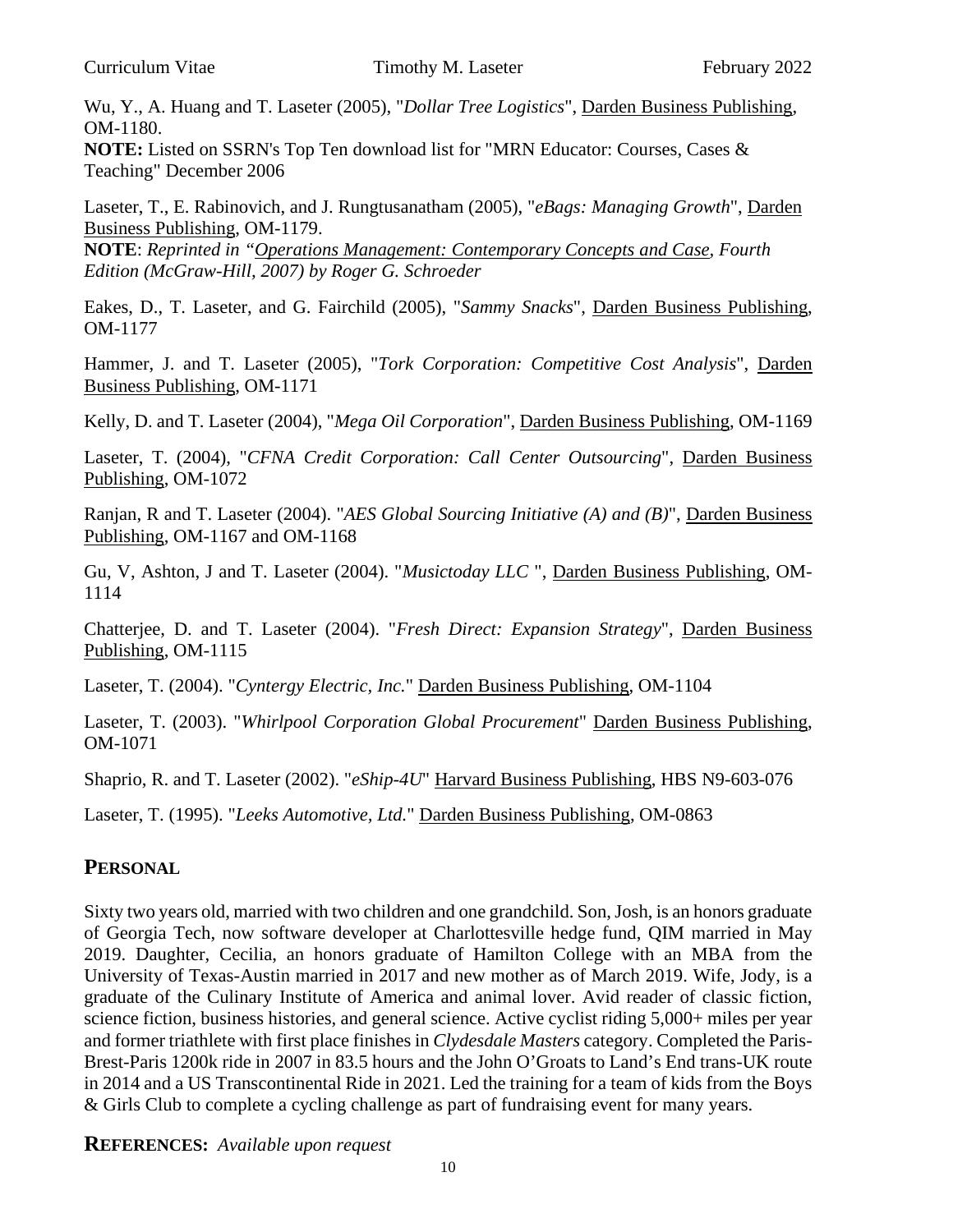Wu, Y., A. Huang and T. Laseter (2005), "*Dollar Tree Logistics*", Darden Business Publishing, OM-1180.
**NOTE:** Listed on SSRN's Top Ten download list for "MRN Educator: Courses, Cases & Teaching" December 2006

Laseter, T., E. Rabinovich, and J. Rungtusanatham (2005), "*eBags: Managing Growth*", Darden Business Publishing, OM-1179.
**NOTE**: *Reprinted in "Operations Management: Contemporary Concepts and Case, Fourth Edition (McGraw-Hill, 2007) by Roger G. Schroeder*

Eakes, D., T. Laseter, and G. Fairchild (2005), "*Sammy Snacks*", Darden Business Publishing, OM-1177

Hammer, J. and T. Laseter (2005), "*Tork Corporation: Competitive Cost Analysis*", Darden Business Publishing, OM-1171

Kelly, D. and T. Laseter (2004), "*Mega Oil Corporation*", Darden Business Publishing, OM-1169

Laseter, T. (2004), "*CFNA Credit Corporation: Call Center Outsourcing*", Darden Business Publishing, OM-1072

Ranjan, R and T. Laseter (2004). "*AES Global Sourcing Initiative (A) and (B)*", Darden Business Publishing, OM-1167 and OM-1168

Gu, V, Ashton, J and T. Laseter (2004). "*Musictoday LLC* ", Darden Business Publishing, OM-1114

Chatterjee, D. and T. Laseter (2004). "*Fresh Direct: Expansion Strategy*", Darden Business Publishing, OM-1115

Laseter, T. (2004). "*Cyntergy Electric, Inc.*" Darden Business Publishing, OM-1104

Laseter, T. (2003). "*Whirlpool Corporation Global Procurement*" Darden Business Publishing, OM-1071

Shaprio, R. and T. Laseter (2002). "*eShip-4U*" Harvard Business Publishing, HBS N9-603-076

Laseter, T. (1995). "*Leeks Automotive, Ltd.*" Darden Business Publishing, OM-0863

## PERSONAL

Sixty two years old, married with two children and one grandchild. Son, Josh, is an honors graduate of Georgia Tech, now software developer at Charlottesville hedge fund, QIM married in May 2019. Daughter, Cecilia, an honors graduate of Hamilton College with an MBA from the University of Texas-Austin married in 2017 and new mother as of March 2019. Wife, Jody, is a graduate of the Culinary Institute of America and animal lover. Avid reader of classic fiction, science fiction, business histories, and general science. Active cyclist riding 5,000+ miles per year and former triathlete with first place finishes in *Clydesdale Masters* category. Completed the Paris-Brest-Paris 1200k ride in 2007 in 83.5 hours and the John O'Groats to Land's End trans-UK route in 2014 and a US Transcontinental Ride in 2021. Led the training for a team of kids from the Boys & Girls Club to complete a cycling challenge as part of fundraising event for many years.

**REFERENCES:** *Available upon request*